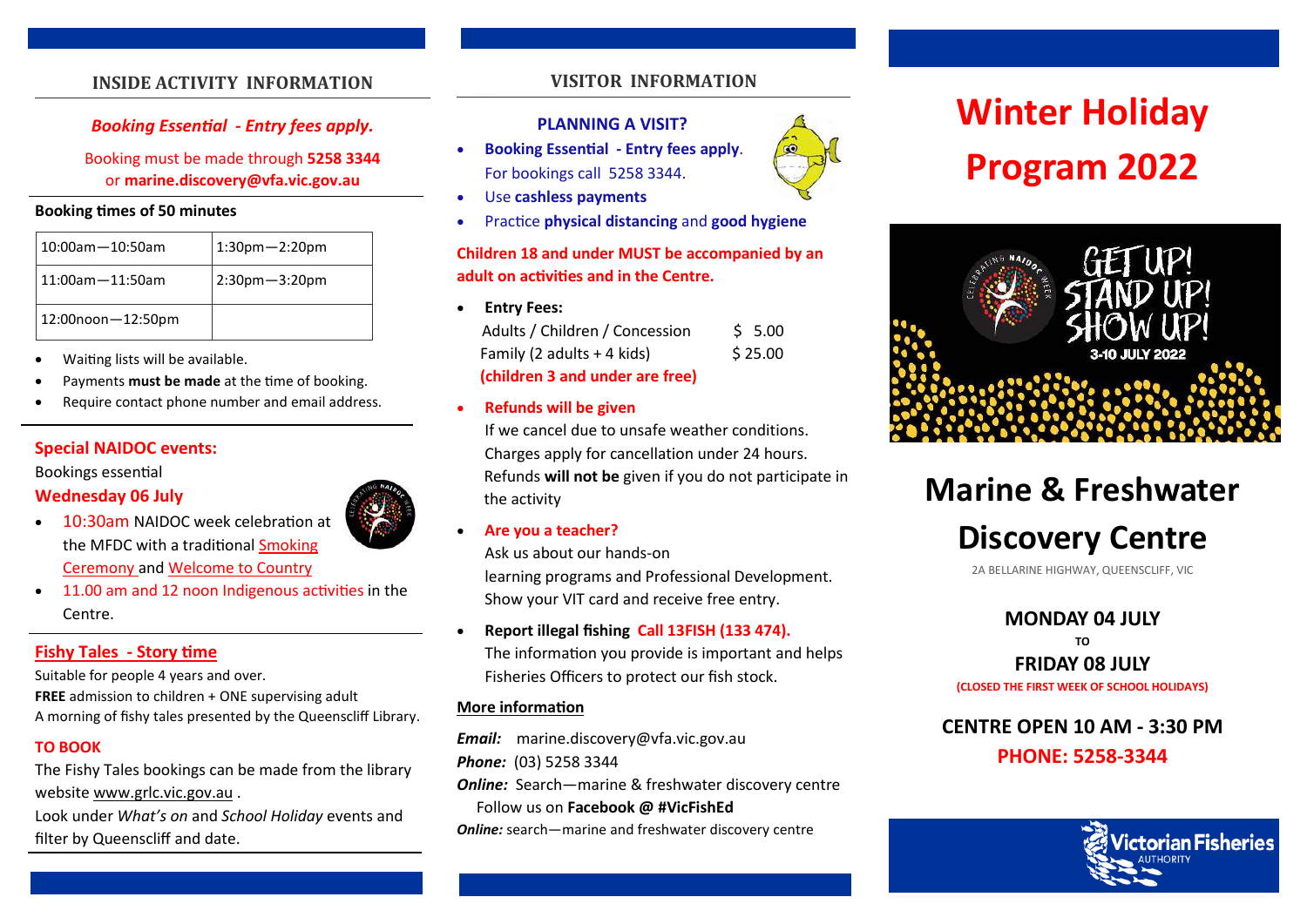## INSIDE ACTIVITY INFORMATION

***Booking Essential - Entry fees apply.***

Booking must be made through **5258 3344** or **marine.discovery@vfa.vic.gov.au**

**Booking times of 50 minutes**

| 10:00am—10:50am | 1:30pm—2:20pm |
|---|---|
| 11:00am—11:50am | 2:30pm—3:20pm |
| 12:00noon—12:50pm | |

- Waiting lists will be available.
- Payments **must be made** at the time of booking.
- Require contact phone number and email address.

### Special NAIDOC events:

Bookings essential

**Wednesday 06 July**

- 10:30am NAIDOC week celebration at the MFDC with a traditional Smoking Ceremony and Welcome to Country
- 11.00 am and 12 noon Indigenous activities in the Centre.

### Fishy Tales - Story time

Suitable for people 4 years and over.

**FREE** admission to children + ONE supervising adult

A morning of fishy tales presented by the Queenscliff Library.

**TO BOOK**

The Fishy Tales bookings can be made from the library website www.grlc.vic.gov.au .

Look under *What's on* and *School Holiday* events and filter by Queenscliff and date.

## VISITOR INFORMATION

**PLANNING A VISIT?**

- **Booking Essential - Entry fees apply**. For bookings call 5258 3344.
- Use **cashless payments**
- Practice **physical distancing** and **good hygiene**

**Children 18 and under MUST be accompanied by an adult on activities and in the Centre.**

- **Entry Fees:**

  Adults / Children / Concession $ 5.00

  Family (2 adults + 4 kids) $ 25.00

  **(children 3 and under are free)**

- **Refunds will be given**

  If we cancel due to unsafe weather conditions.
  Charges apply for cancellation under 24 hours.
  Refunds **will not be** given if you do not participate in the activity

- **Are you a teacher?**

  Ask us about our hands-on learning programs and Professional Development.
  Show your VIT card and receive free entry.

- **Report illegal fishing Call 13FISH (133 474).**

  The information you provide is important and helps Fisheries Officers to protect our fish stock.

**More information**

***Email:*** marine.discovery@vfa.vic.gov.au

***Phone:*** (03) 5258 3344

***Online:*** Search—marine & freshwater discovery centre
Follow us on **Facebook @ #VicFishEd**

***Online:*** search—marine and freshwater discovery centre

# Winter Holiday Program 2022

GET UP! STAND UP! SHOW UP!
3-10 JULY 2022

# Marine & Freshwater Discovery Centre

2A BELLARINE HIGHWAY, QUEENSCLIFF, VIC

**MONDAY 04 JULY**

**TO**

**FRIDAY 08 JULY**

**(CLOSED THE FIRST WEEK OF SCHOOL HOLIDAYS)**

**CENTRE OPEN 10 AM - 3:30 PM**

**PHONE: 5258-3344**

Victorian Fisheries AUTHORITY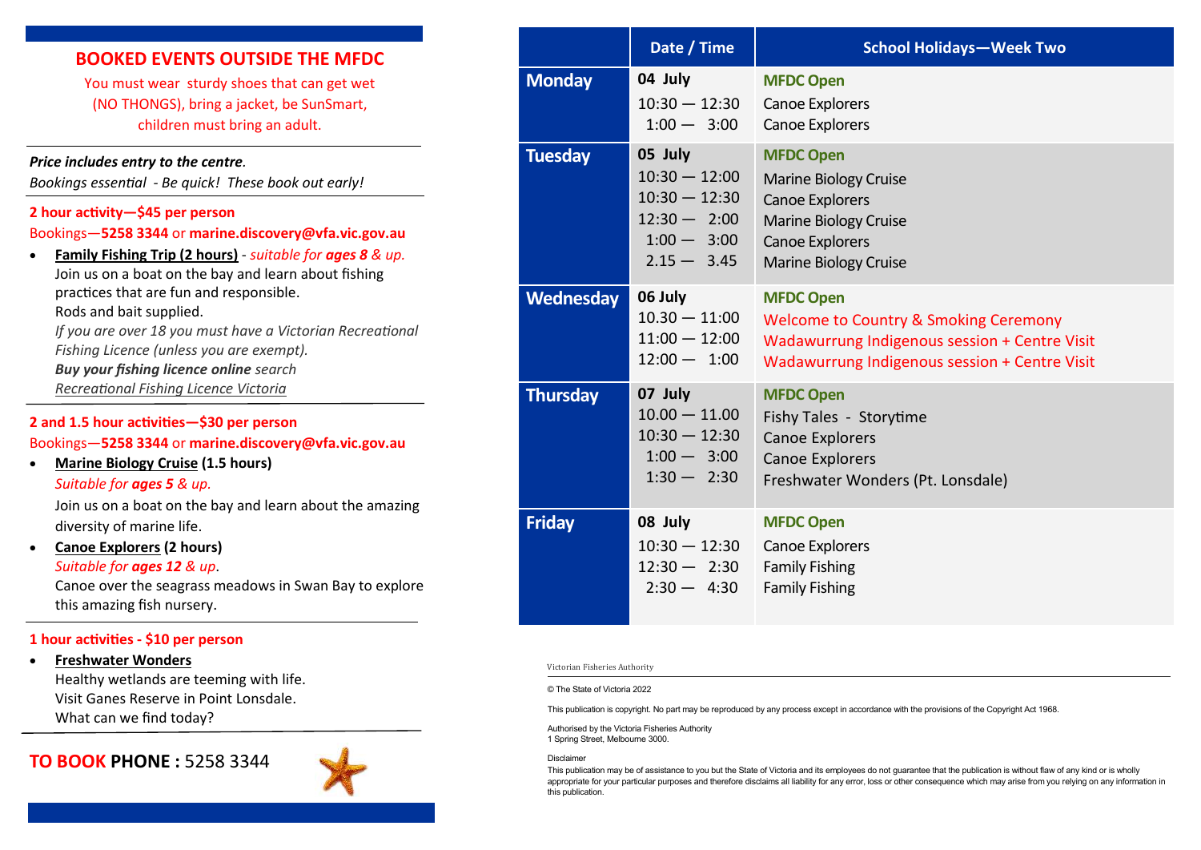## BOOKED EVENTS OUTSIDE THE MFDC

You must wear sturdy shoes that can get wet (NO THONGS), bring a jacket, be SunSmart, children must bring an adult.

***Price includes entry to the centre.***
*Bookings essential - Be quick! These book out early!*

**2 hour activity—$45 per person**
Bookings—**5258 3344** or **marine.discovery@vfa.vic.gov.au**

- **Family Fishing Trip (2 hours)** - *suitable for **ages 8** & up.*
  Join us on a boat on the bay and learn about fishing practices that are fun and responsible.
  Rods and bait supplied.
  *If you are over 18 you must have a Victorian Recreational Fishing Licence (unless you are exempt).*
  ***Buy your fishing licence online** search Recreational Fishing Licence Victoria*

**2 and 1.5 hour activities—$30 per person**
Bookings—**5258 3344** or **marine.discovery@vfa.vic.gov.au**

- **Marine Biology Cruise (1.5 hours)**
  *Suitable for **ages 5** & up.*
  Join us on a boat on the bay and learn about the amazing diversity of marine life.
- **Canoe Explorers (2 hours)**
  *Suitable for **ages 12** & up.*
  Canoe over the seagrass meadows in Swan Bay to explore this amazing fish nursery.

**1 hour activities - $10 per person**

- **Freshwater Wonders**
  Healthy wetlands are teeming with life.
  Visit Ganes Reserve in Point Lonsdale.
  What can we find today?

**TO BOOK PHONE :** 5258 3344

| | Date / Time | School Holidays—Week Two |
|---|---|---|
| **Monday** | **04 July** | **MFDC Open** |
| | 10:30 — 12:30 | Canoe Explorers |
| | 1:00 — 3:00 | Canoe Explorers |
| **Tuesday** | **05 July** | **MFDC Open** |
| | 10:30 — 12:00 | Marine Biology Cruise |
| | 10:30 — 12:30 | Canoe Explorers |
| | 12:30 — 2:00 | Marine Biology Cruise |
| | 1:00 — 3:00 | Canoe Explorers |
| | 2.15 — 3.45 | Marine Biology Cruise |
| **Wednesday** | **06 July** | **MFDC Open** |
| | 10.30 — 11:00 | Welcome to Country & Smoking Ceremony |
| | 11:00 — 12:00 | Wadawurrung Indigenous session + Centre Visit |
| | 12:00 — 1:00 | Wadawurrung Indigenous session + Centre Visit |
| **Thursday** | **07 July** | **MFDC Open** |
| | 10.00 — 11.00 | Fishy Tales - Storytime |
| | 10:30 — 12:30 | Canoe Explorers |
| | 1:00 — 3:00 | Canoe Explorers |
| | 1:30 — 2:30 | Freshwater Wonders (Pt. Lonsdale) |
| **Friday** | **08 July** | **MFDC Open** |
| | 10:30 — 12:30 | Canoe Explorers |
| | 12:30 — 2:30 | Family Fishing |
| | 2:30 — 4:30 | Family Fishing |

Victorian Fisheries Authority

© The State of Victoria 2022

This publication is copyright. No part may be reproduced by any process except in accordance with the provisions of the Copyright Act 1968.

Authorised by the Victoria Fisheries Authority
1 Spring Street, Melbourne 3000.

Disclaimer
This publication may be of assistance to you but the State of Victoria and its employees do not guarantee that the publication is without flaw of any kind or is wholly appropriate for your particular purposes and therefore disclaims all liability for any error, loss or other consequence which may arise from you relying on any information in this publication.